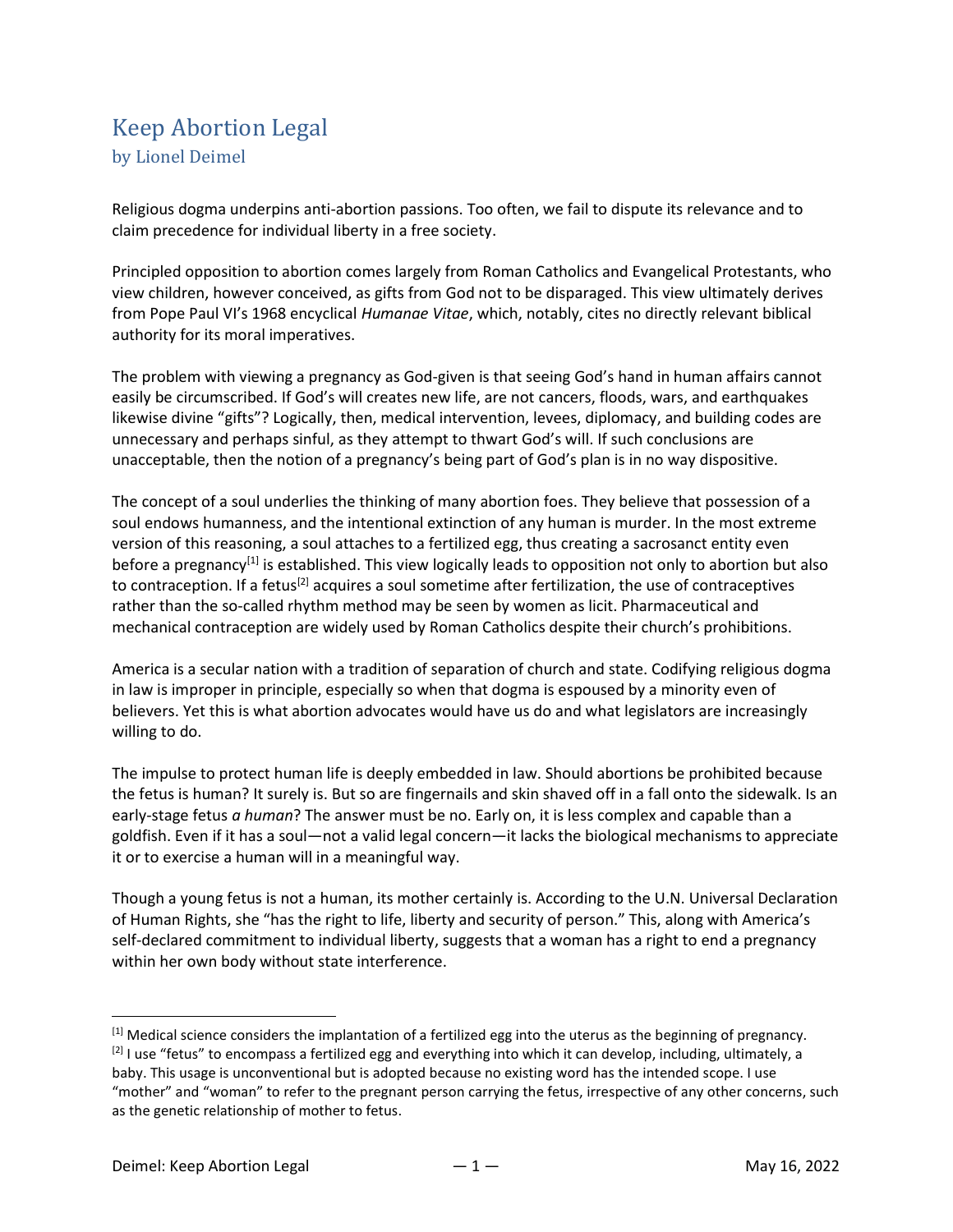# Keep Abortion Legal

by Lionel Deimel

Religious dogma underpins anti-abortion passions. Too often, we fail to dispute its relevance and to claim precedence for individual liberty in a free society.

Principled opposition to abortion comes largely from Roman Catholics and Evangelical Protestants, who view children, however conceived, as gifts from God not to be disparaged. This view ultimately derives from Pope Paul VI's 1968 encyclical *Humanae Vitae*, which, notably, cites no directly relevant biblical authority for its moral imperatives.

The problem with viewing a pregnancy as God-given is that seeing God's hand in human affairs cannot easily be circumscribed. If God's will creates new life, are not cancers, floods, wars, and earthquakes likewise divine "gifts"? Logically, then, medical intervention, levees, diplomacy, and building codes are unnecessary and perhaps sinful, as they attempt to thwart God's will. If such conclusions are unacceptable, then the notion of a pregnancy's being part of God's plan is in no way dispositive.

The concept of a soul underlies the thinking of many abortion foes. They believe that possession of a soul endows humanness, and the intentional extinction of any human is murder. In the most extreme version of this reasoning, a soul attaches to a fertilized egg, thus creating a sacrosanct entity even before a pregnancy[1] is established. This view logically leads to opposition not only to abortion but also to contraception. If a fetus[2] acquires a soul sometime after fertilization, the use of contraceptives rather than the so-called rhythm method may be seen by women as licit. Pharmaceutical and mechanical contraception are widely used by Roman Catholics despite their church's prohibitions.

America is a secular nation with a tradition of separation of church and state. Codifying religious dogma in law is improper in principle, especially so when that dogma is espoused by a minority even of believers. Yet this is what abortion advocates would have us do and what legislators are increasingly willing to do.

The impulse to protect human life is deeply embedded in law. Should abortions be prohibited because the fetus is human? It surely is. But so are fingernails and skin shaved off in a fall onto the sidewalk. Is an early-stage fetus *a human*? The answer must be no. Early on, it is less complex and capable than a goldfish. Even if it has a soul—not a valid legal concern—it lacks the biological mechanisms to appreciate it or to exercise a human will in a meaningful way.

Though a young fetus is not a human, its mother certainly is. According to the U.N. Universal Declaration of Human Rights, she "has the right to life, liberty and security of person." This, along with America's self-declared commitment to individual liberty, suggests that a woman has a right to end a pregnancy within her own body without state interference.

---

[1] Medical science considers the implantation of a fertilized egg into the uterus as the beginning of pregnancy.

[2] I use "fetus" to encompass a fertilized egg and everything into which it can develop, including, ultimately, a baby. This usage is unconventional but is adopted because no existing word has the intended scope. I use "mother" and "woman" to refer to the pregnant person carrying the fetus, irrespective of any other concerns, such as the genetic relationship of mother to fetus.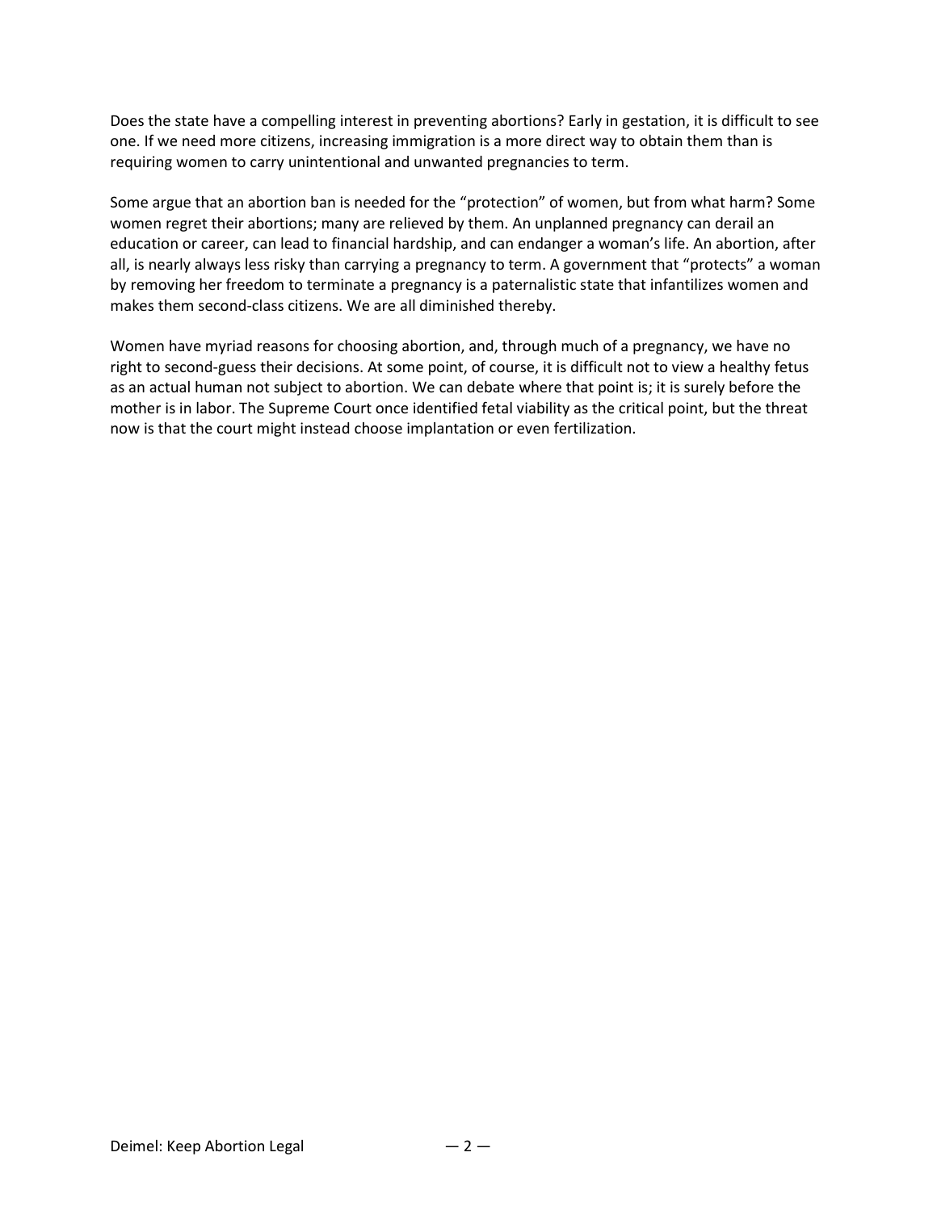Does the state have a compelling interest in preventing abortions? Early in gestation, it is difficult to see one. If we need more citizens, increasing immigration is a more direct way to obtain them than is requiring women to carry unintentional and unwanted pregnancies to term.

Some argue that an abortion ban is needed for the "protection" of women, but from what harm? Some women regret their abortions; many are relieved by them. An unplanned pregnancy can derail an education or career, can lead to financial hardship, and can endanger a woman's life. An abortion, after all, is nearly always less risky than carrying a pregnancy to term. A government that "protects" a woman by removing her freedom to terminate a pregnancy is a paternalistic state that infantilizes women and makes them second-class citizens. We are all diminished thereby.

Women have myriad reasons for choosing abortion, and, through much of a pregnancy, we have no right to second-guess their decisions. At some point, of course, it is difficult not to view a healthy fetus as an actual human not subject to abortion. We can debate where that point is; it is surely before the mother is in labor. The Supreme Court once identified fetal viability as the critical point, but the threat now is that the court might instead choose implantation or even fertilization.